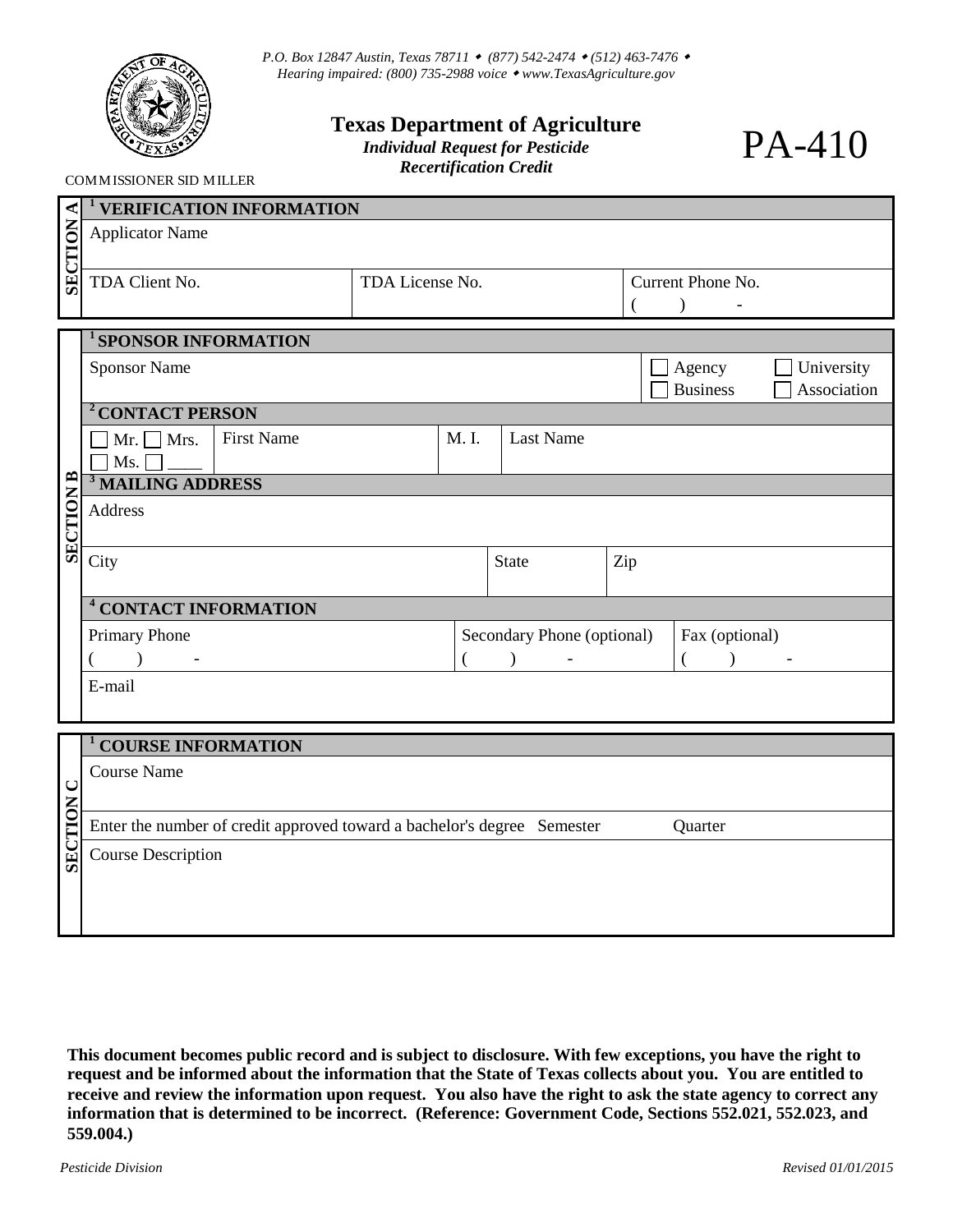*P.O. Box 12847 Austin, Texas 78711 • (877) 542-2474 • (512) 463-7476 •*
*Hearing impaired: (800) 735-2988 voice • www.TexasAgriculture.gov*

COMMISSIONER SID MILLER

# Texas Department of Agriculture

***Individual Request for Pesticide Recertification Credit***

# PA-410

## SECTION A

### [1] VERIFICATION INFORMATION

| Applicator Name | | |
|---|---|---|
| TDA Client No. | TDA License No. | Current Phone No. ( ) - |

## SECTION B

### [1] SPONSOR INFORMATION

| Sponsor Name | ☐ Agency ☐ University ☐ Business ☐ Association |
|---|---|

### [2] CONTACT PERSON

| ☐ Mr. ☐ Mrs. ☐ Ms. ☐ ____ | First Name | M. I. | Last Name |
|---|---|---|---|

### [3] MAILING ADDRESS

| Address | | |
|---|---|---|
| City | State | Zip |

### [4] CONTACT INFORMATION

| Primary Phone ( ) - | Secondary Phone (optional) ( ) - | Fax (optional) ( ) - |
|---|---|---|
| E-mail | | |

## SECTION C

### [1] COURSE INFORMATION

| Course Name | | |
|---|---|---|
| Enter the number of credit approved toward a bachelor's degree | Semester | Quarter |
| Course Description | | |

**This document becomes public record and is subject to disclosure. With few exceptions, you have the right to request and be informed about the information that the State of Texas collects about you. You are entitled to receive and review the information upon request. You also have the right to ask the state agency to correct any information that is determined to be incorrect. (Reference: Government Code, Sections 552.021, 552.023, and 559.004.)**

*Pesticide Division* *Revised 01/01/2015*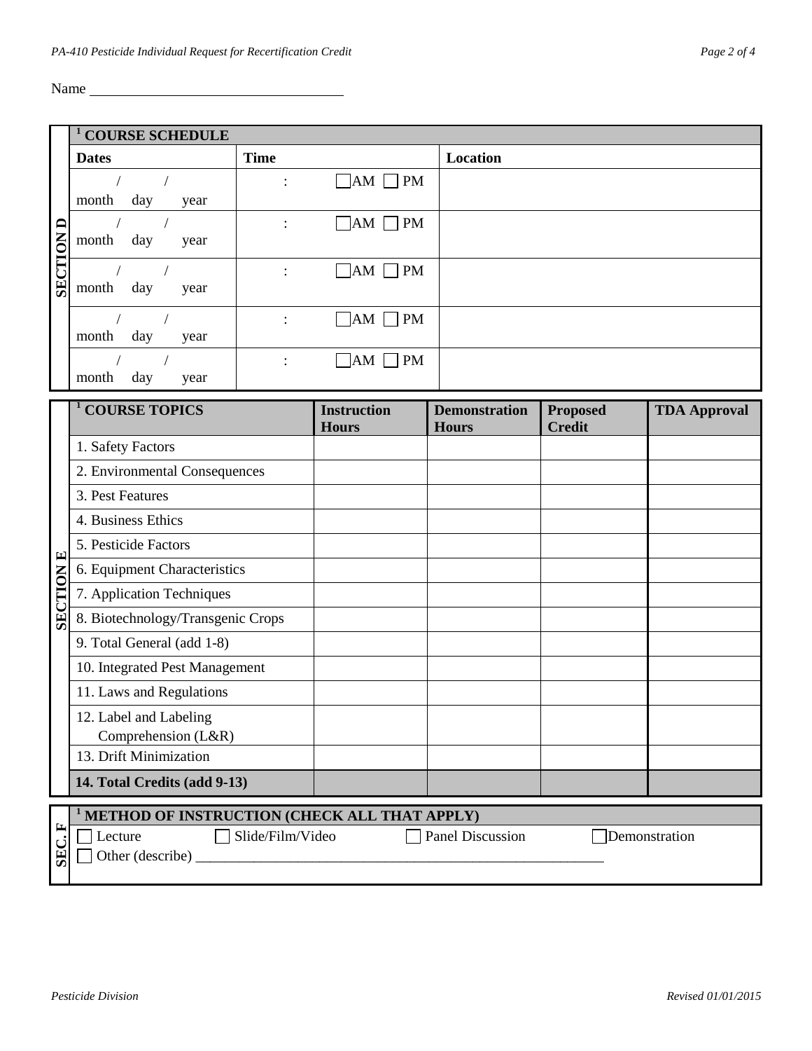Name ___________________________________

**SECTION D**

| [1] COURSE SCHEDULE | | |
|---|---|---|
| **Dates** | **Time** | **Location** |
| / / <br> month day year | : ☐AM ☐ PM | |
| / / <br> month day year | : ☐AM ☐ PM | |
| / / <br> month day year | : ☐AM ☐ PM | |
| / / <br> month day year | : ☐AM ☐ PM | |
| / / <br> month day year | : ☐AM ☐ PM | |

**SECTION E**

| [1] COURSE TOPICS | Instruction Hours | Demonstration Hours | Proposed Credit | TDA Approval |
|---|---|---|---|---|
| 1. Safety Factors | | | | |
| 2. Environmental Consequences | | | | |
| 3. Pest Features | | | | |
| 4. Business Ethics | | | | |
| 5. Pesticide Factors | | | | |
| 6. Equipment Characteristics | | | | |
| 7. Application Techniques | | | | |
| 8. Biotechnology/Transgenic Crops | | | | |
| 9. Total General (add 1-8) | | | | |
| 10. Integrated Pest Management | | | | |
| 11. Laws and Regulations | | | | |
| 12. Label and Labeling Comprehension (L&R) | | | | |
| 13. Drift Minimization | | | | |
| **14. Total Credits (add 9-13)** | | | | |

**SEC. F**

**[1] METHOD OF INSTRUCTION (CHECK ALL THAT APPLY)**

☐ Lecture ☐ Slide/Film/Video ☐ Panel Discussion ☐ Demonstration

☐ Other (describe) ___________________________________________________________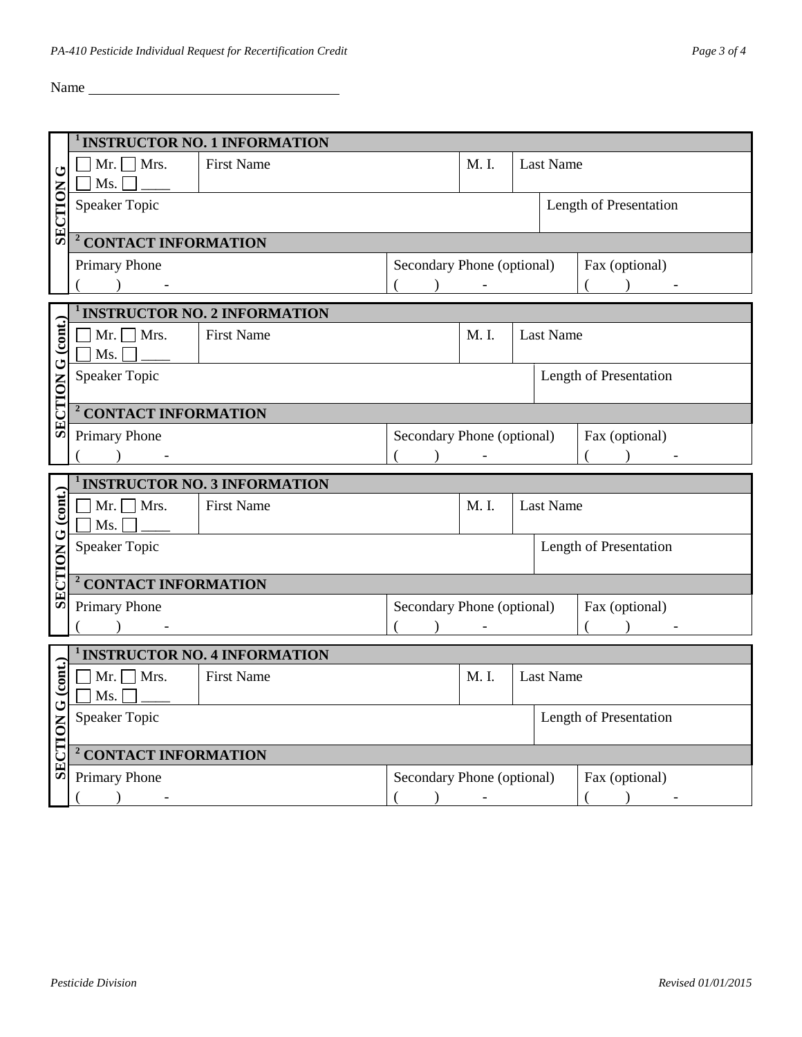Name ______________________________

**SECTION G**

| [1] INSTRUCTOR NO. 1 INFORMATION | | | | |
|---|---|---|---|---|
| ☐ Mr. ☐ Mrs. ☐ Ms. ☐ ____ | First Name | | M. I. | Last Name |
| Speaker Topic | | | | Length of Presentation |
| **[2] CONTACT INFORMATION** | | | | |
| Primary Phone ( ) - | | Secondary Phone (optional) ( ) - | | Fax (optional) ( ) - |

**SECTION G (cont.)**

| [1] INSTRUCTOR NO. 2 INFORMATION | | | | |
|---|---|---|---|---|
| ☐ Mr. ☐ Mrs. ☐ Ms. ☐ ____ | First Name | | M. I. | Last Name |
| Speaker Topic | | | | Length of Presentation |
| **[2] CONTACT INFORMATION** | | | | |
| Primary Phone ( ) - | | Secondary Phone (optional) ( ) - | | Fax (optional) ( ) - |

**SECTION G (cont.)**

| [1] INSTRUCTOR NO. 3 INFORMATION | | | | |
|---|---|---|---|---|
| ☐ Mr. ☐ Mrs. ☐ Ms. ☐ ____ | First Name | | M. I. | Last Name |
| Speaker Topic | | | | Length of Presentation |
| **[2] CONTACT INFORMATION** | | | | |
| Primary Phone ( ) - | | Secondary Phone (optional) ( ) - | | Fax (optional) ( ) - |

**SECTION G (cont.)**

| [1] INSTRUCTOR NO. 4 INFORMATION | | | | |
|---|---|---|---|---|
| ☐ Mr. ☐ Mrs. ☐ Ms. ☐ ____ | First Name | | M. I. | Last Name |
| Speaker Topic | | | | Length of Presentation |
| **[2] CONTACT INFORMATION** | | | | |
| Primary Phone ( ) - | | Secondary Phone (optional) ( ) - | | Fax (optional) ( ) - |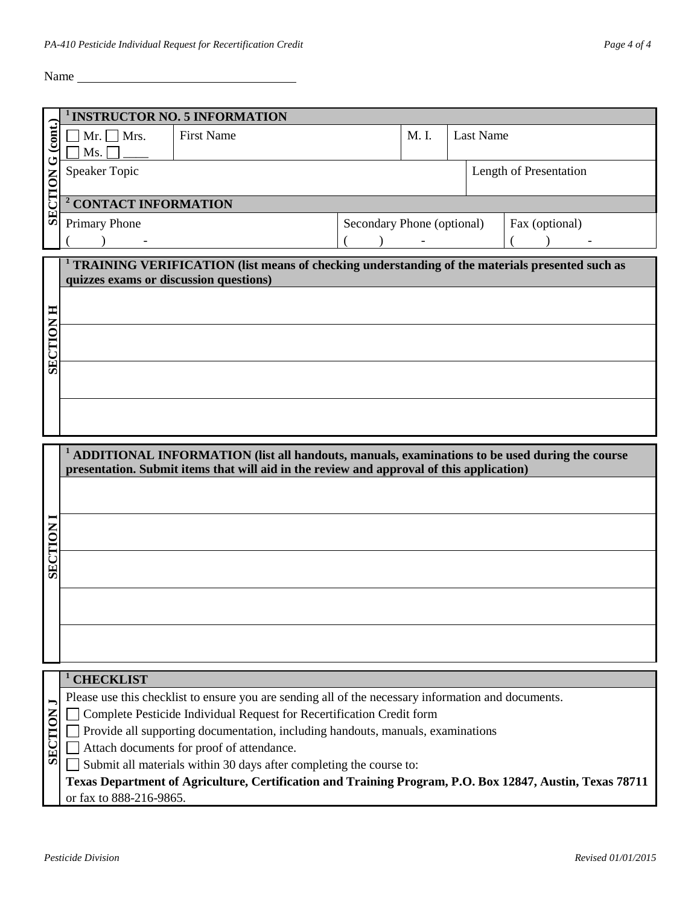Name ___________________________________

**SECTION G (cont.)**

| [1] INSTRUCTOR NO. 5 INFORMATION | | | | |
|---|---|---|---|---|
| ☐ Mr. ☐ Mrs. ☐ Ms. ☐ ____ | First Name | M. I. | Last Name | |
| Speaker Topic | | | | Length of Presentation |
| [2] CONTACT INFORMATION | | | | |
| Primary Phone ( ) - | | Secondary Phone (optional) ( ) - | | Fax (optional) ( ) - |

**SECTION H**

| [1] TRAINING VERIFICATION (list means of checking understanding of the materials presented such as quizzes exams or discussion questions) |
|---|
| |
| |
| |
| |

**SECTION I**

| [1] ADDITIONAL INFORMATION (list all handouts, manuals, examinations to be used during the course presentation. Submit items that will aid in the review and approval of this application) |
|---|
| |
| |
| |
| |
| |

**SECTION J**

**[1] CHECKLIST**

Please use this checklist to ensure you are sending all of the necessary information and documents.

☐ Complete Pesticide Individual Request for Recertification Credit form

☐ Provide all supporting documentation, including handouts, manuals, examinations

☐ Attach documents for proof of attendance.

☐ Submit all materials within 30 days after completing the course to:

**Texas Department of Agriculture, Certification and Training Program, P.O. Box 12847, Austin, Texas 78711** or fax to 888-216-9865.